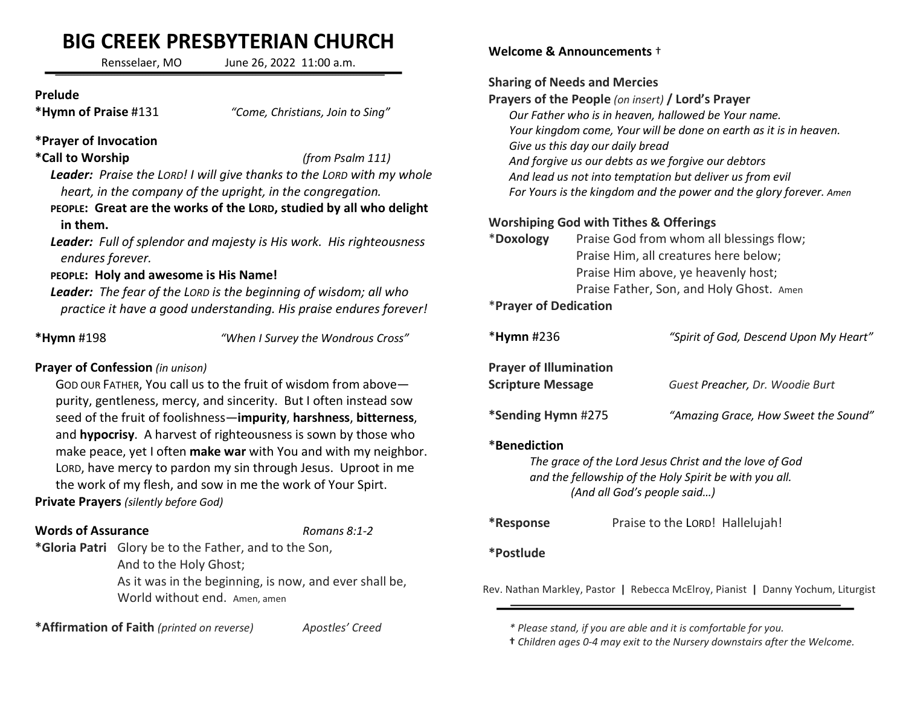# BIG CREEK PRESBYTERIAN CHURCH

Rensselaer, MO June 26, 2022 11:00 a.m.

**Prelude**

**\*Hymn of Praise** #131 *"Come, Christians, Join to Sing"*

**\*Prayer of Invocation**

**\*Call to Worship** *(from Psalm 111)*

***Leader:*** *Praise the LORD! I will give thanks to the LORD with my whole heart, in the company of the upright, in the congregation.*

**PEOPLE: Great are the works of the LORD, studied by all who delight in them.**

***Leader:*** *Full of splendor and majesty is His work. His righteousness endures forever.*

**PEOPLE: Holy and awesome is His Name!**

***Leader:*** *The fear of the LORD is the beginning of wisdom; all who practice it have a good understanding. His praise endures forever!*

**\*Hymn** #198 *"When I Survey the Wondrous Cross"*

**Prayer of Confession** *(in unison)*

GOD OUR FATHER, You call us to the fruit of wisdom from above—purity, gentleness, mercy, and sincerity. But I often instead sow seed of the fruit of foolishness—**impurity**, **harshness**, **bitterness**, and **hypocrisy**. A harvest of righteousness is sown by those who make peace, yet I often **make war** with You and with my neighbor. LORD, have mercy to pardon my sin through Jesus. Uproot in me the work of my flesh, and sow in me the work of Your Spirt.

**Private Prayers** *(silently before God)*

**Words of Assurance** *Romans 8:1-2*

**\*Gloria Patri** Glory be to the Father, and to the Son,
And to the Holy Ghost;
As it was in the beginning, is now, and ever shall be,
World without end. Amen, amen

**\*Affirmation of Faith** *(printed on reverse)* *Apostles' Creed*

**Welcome & Announcements** †

**Sharing of Needs and Mercies**

**Prayers of the People** *(on insert)* **/ Lord's Prayer**

*Our Father who is in heaven, hallowed be Your name.*
*Your kingdom come, Your will be done on earth as it is in heaven.*
*Give us this day our daily bread*
*And forgive us our debts as we forgive our debtors*
*And lead us not into temptation but deliver us from evil*
*For Yours is the kingdom and the power and the glory forever. Amen*

**Worshiping God with Tithes & Offerings**

\***Doxology** Praise God from whom all blessings flow;
Praise Him, all creatures here below;
Praise Him above, ye heavenly host;
Praise Father, Son, and Holy Ghost. Amen

\***Prayer of Dedication**

\***Hymn** #236 *"Spirit of God, Descend Upon My Heart"*

**Prayer of Illumination**

**Scripture Message** *Guest Preacher, Dr. Woodie Burt*

**\*Sending Hymn** #275 *"Amazing Grace, How Sweet the Sound"*

\***Benediction**

*The grace of the Lord Jesus Christ and the love of God*
*and the fellowship of the Holy Spirit be with you all.*
*(And all God's people said…)*

**\*Response** Praise to the LORD! Hallelujah!

**\*Postlude**

Rev. Nathan Markley, Pastor | Rebecca McElroy, Pianist | Danny Yochum, Liturgist

*\* Please stand, if you are able and it is comfortable for you.*

*† Children ages 0-4 may exit to the Nursery downstairs after the Welcome.*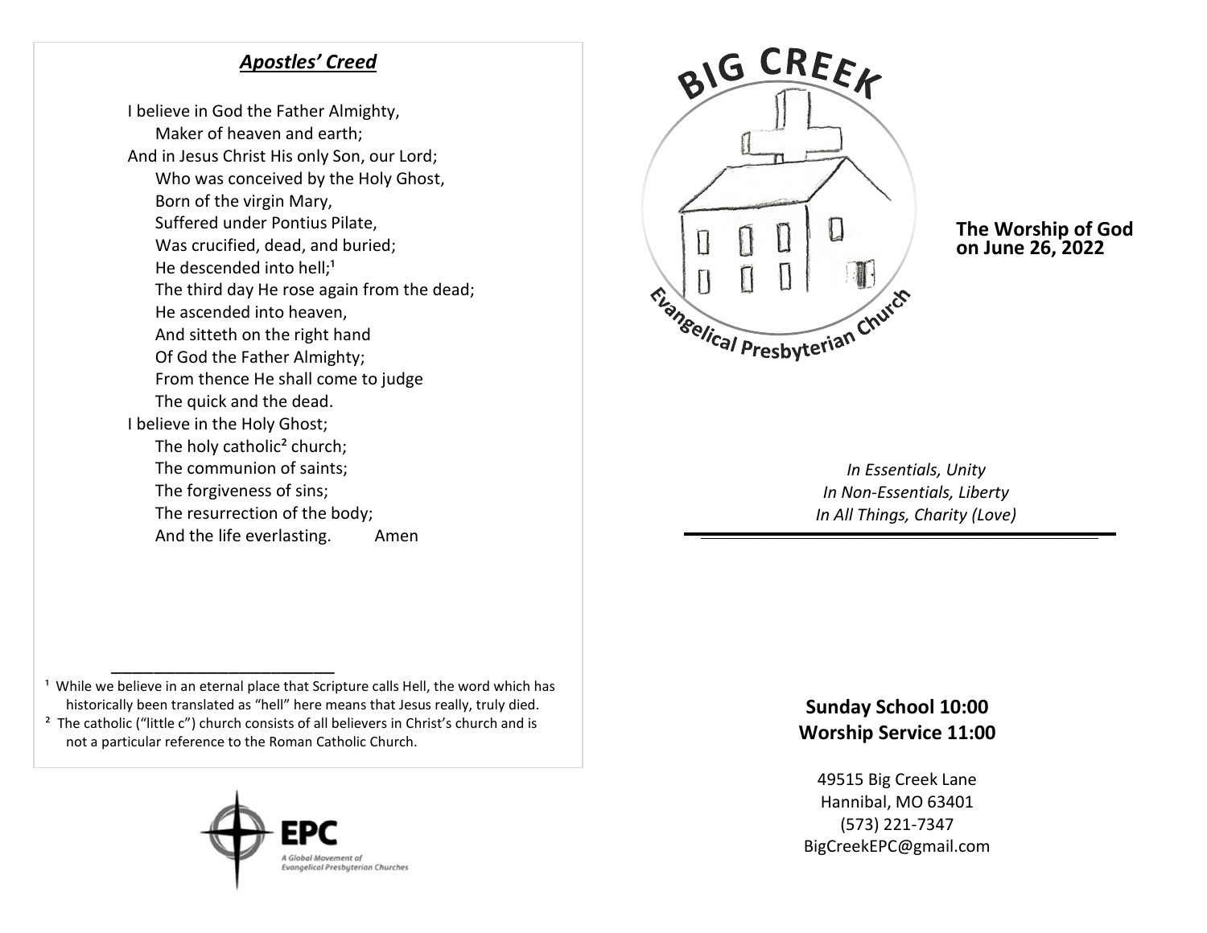## *Apostles' Creed*

I believe in God the Father Almighty,
Maker of heaven and earth;
And in Jesus Christ His only Son, our Lord;
Who was conceived by the Holy Ghost,
Born of the virgin Mary,
Suffered under Pontius Pilate,
Was crucified, dead, and buried;
He descended into hell;[1]
The third day He rose again from the dead;
He ascended into heaven,
And sitteth on the right hand
Of God the Father Almighty;
From thence He shall come to judge
The quick and the dead.
I believe in the Holy Ghost;
The holy catholic[2] church;
The communion of saints;
The forgiveness of sins;
The resurrection of the body;
And the life everlasting. Amen

[1] While we believe in an eternal place that Scripture calls Hell, the word which has historically been translated as "hell" here means that Jesus really, truly died.

[2] The catholic ("little c") church consists of all believers in Christ's church and is not a particular reference to the Roman Catholic Church.

EPC
A Global Movement of Evangelical Presbyterian Churches

BIG CREEK
Evangelical Presbyterian Church

**The Worship of God on June 26, 2022**

*In Essentials, Unity*
*In Non-Essentials, Liberty*
*In All Things, Charity (Love)*

**Sunday School 10:00**
**Worship Service 11:00**

49515 Big Creek Lane
Hannibal, MO 63401
(573) 221-7347
BigCreekEPC@gmail.com